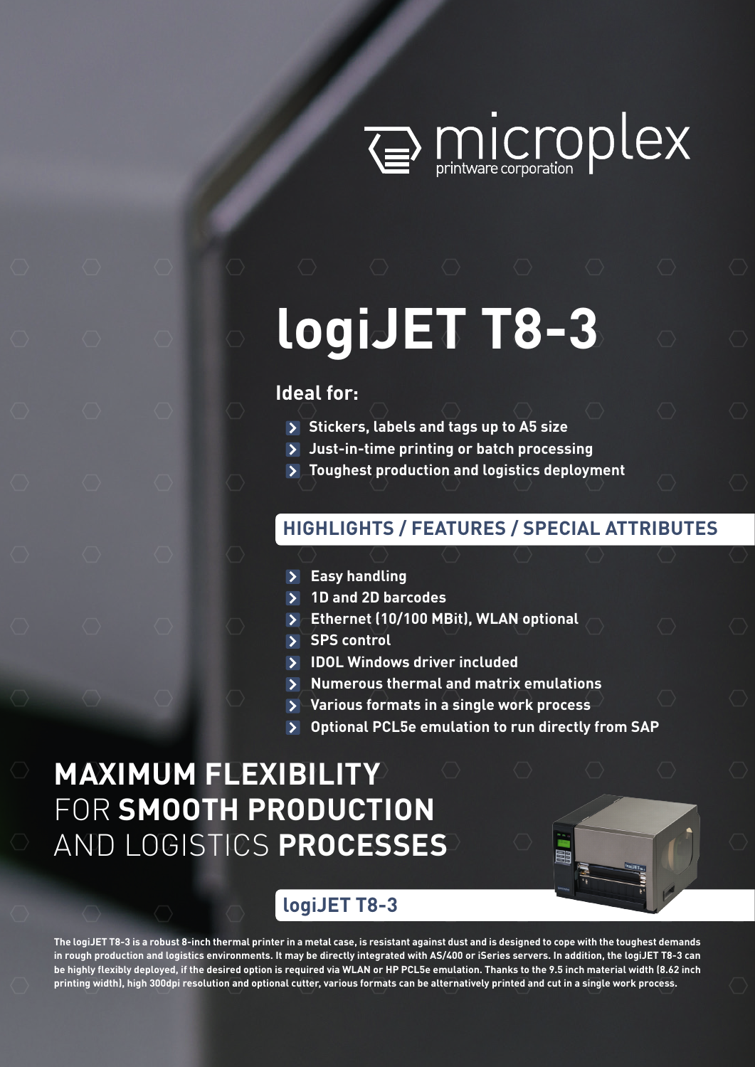microplex printware corporation

# logiJET T8-3

### Ideal for:

- Stickers, labels and tags up to A5 size
- Just-in-time printing or batch processing
- Toughest production and logistics deployment

## HIGHLIGHTS / FEATURES / SPECIAL ATTRIBUTES

- Easy handling
- 1D and 2D barcodes
- Ethernet (10/100 MBit), WLAN optional
- SPS control
- IDOL Windows driver included
- Numerous thermal and matrix emulations
- Various formats in a single work process
- Optional PCL5e emulation to run directly from SAP

## MAXIMUM FLEXIBILITY FOR SMOOTH PRODUCTION AND LOGISTICS PROCESSES

## logiJET T8-3

**The logiJET T8-3 is a robust 8-inch thermal printer in a metal case, is resistant against dust and is designed to cope with the toughest demands in rough production and logistics environments. It may be directly integrated with AS/400 or iSeries servers. In addition, the logiJET T8-3 can be highly flexibly deployed, if the desired option is required via WLAN or HP PCL5e emulation. Thanks to the 9.5 inch material width (8.62 inch printing width), high 300dpi resolution and optional cutter, various formats can be alternatively printed and cut in a single work process.**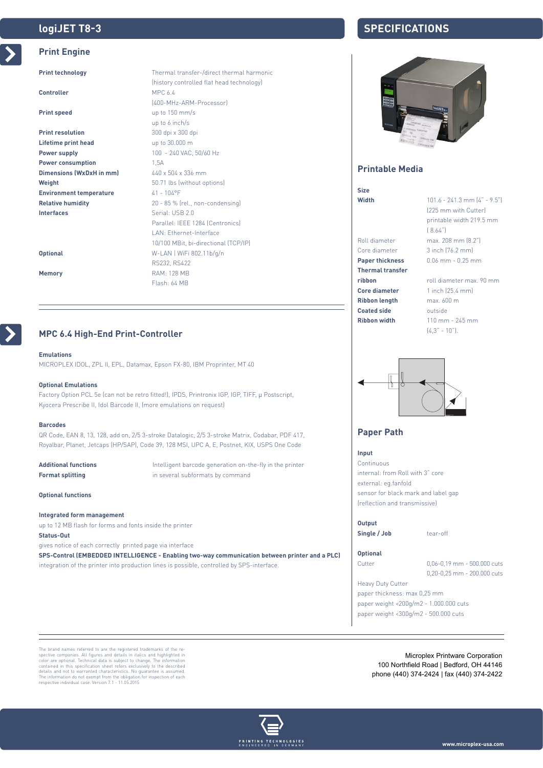# logiJET T8-3

# SPECIFICATIONS

## Print Engine

| | |
|---|---|
| **Print technology** | Thermal transfer-/direct thermal harmonic (history controlled flat head technology) |
| **Controller** | MPC 6.4 (400-MHz-ARM-Processor) |
| **Print speed** | up to 150 mm/s up to 6 inch/s |
| **Print resolution** | 300 dpi x 300 dpi |
| **Lifetime print head** | up to 30.000 m |
| **Power supply** | 100 - 240 VAC, 50/60 Hz |
| **Power consumption** | 1,5A |
| **Dimensions (WxDxH in mm)** | 440 x 504 x 336 mm |
| **Weight** | 50.71 lbs (without options) |
| **Environment temperature** | 41 - 104°F |
| **Relative humidity** | 20 - 85 % (rel., non-condensing) |
| **Interfaces** | Serial: USB 2.0<br>Parallel: IEEE 1284 (Centronics)<br>LAN: Ethernet-Interface<br>10/100 MBit, bi-directional (TCP/IP) |
| **Optional** | W-LAN \| WiFi 802.11b/g/n<br>RS232, RS422 |
| **Memory** | RAM: 128 MB<br>Flash: 64 MB |

## MPC 6.4 High-End Print-Controller

**Emulations**

MICROPLEX IDOL, ZPL II, EPL, Datamax, Epson FX-80, IBM Proprinter, MT 40

**Optional Emulations**

Factory Option PCL 5e (can not be retro fitted!), IPDS, Printronix IGP, IGP, TIFF, μ Postscript, Kyocera Prescribe II, Idol Barcode II, (more emulations on request)

**Barcodes**

QR Code, EAN 8, 13, 128, add on, 2/5 3-stroke Datalogic, 2/5 3-stroke Matrix, Codabar, PDF 417, Royalbar, Planet, Jetcaps (HP/SAP), Code 39, 128 MSI, UPC A, E, Postnet, KIX, USPS One Code

| | |
|---|---|
| **Additional functions** | Intelligent barcode generation on-the-fly in the printer |
| **Format splitting** | in several subformats by command |

**Optional functions**

**Integrated form management**

up to 12 MB flash for forms and fonts inside the printer

**Status-Out**

gives notice of each correctly printed page via interface

**SPS-Control (EMBEDDED INTELLIGENCE - Enabling two-way communication between printer and a PLC)**

integration of the printer into production lines is possible, controlled by SPS-interface.

## Printable Media

| | |
|---|---|
| **Size** | |
| **Width** | 101.6 - 241.3 mm (4" - 9.5")<br>(225 mm with Cutter)<br>printable width 219.5 mm<br>( 8.64") |
| Roll diameter | max. 208 mm (8.2") |
| Core diameter | 3 inch (76.2 mm) |
| **Paper thickness** | 0.06 mm - 0.25 mm |
| **Thermal transfer ribbon** | roll diameter max. 90 mm |
| **Core diameter** | 1 inch (25.4 mm) |
| **Ribbon length** | max. 600 m |
| **Coated side** | outside |
| **Ribbon width** | 110 mm - 245 mm<br>(4,3" - 10"). |

## Paper Path

**Input**

Continuous

internal: from Roll with 3" core

external: eg.fanfold

sensor for black mark and label gap (reflection and transmissive)

**Output**

| | |
|---|---|
| **Single / Job** | tear-off |

**Optional**

| | |
|---|---|
| Cutter | 0,06-0,19 mm - 500.000 cuts<br>0,20-0,25 mm - 200.000 cuts |

Heavy Duty Cutter

paper thickness: max 0,25 mm

paper weight <200g/m2 - 1.000.000 cuts

paper weight <300g/m2 - 500.000 cuts

The brand names referred to are the registered trademarks of the respective companies. All figures and details in italics and highlighted in color are optional. Technical data is subject to change. The information contained in this specification sheet refers exclusively to the described details and not to warranted characteristics. No guarantee is assumed. The information do not exempt from the obligation for inspection of each respective individual case. Version 7.1 - 11.05.2015

Microplex Printware Corporation
100 Northfield Road | Bedford, OH 44146
phone (440) 374-2424 | fax (440) 374-2422

PRINTING TECHNOLOGIES ENGINEERED IN GERMANY

www.microplex-usa.com